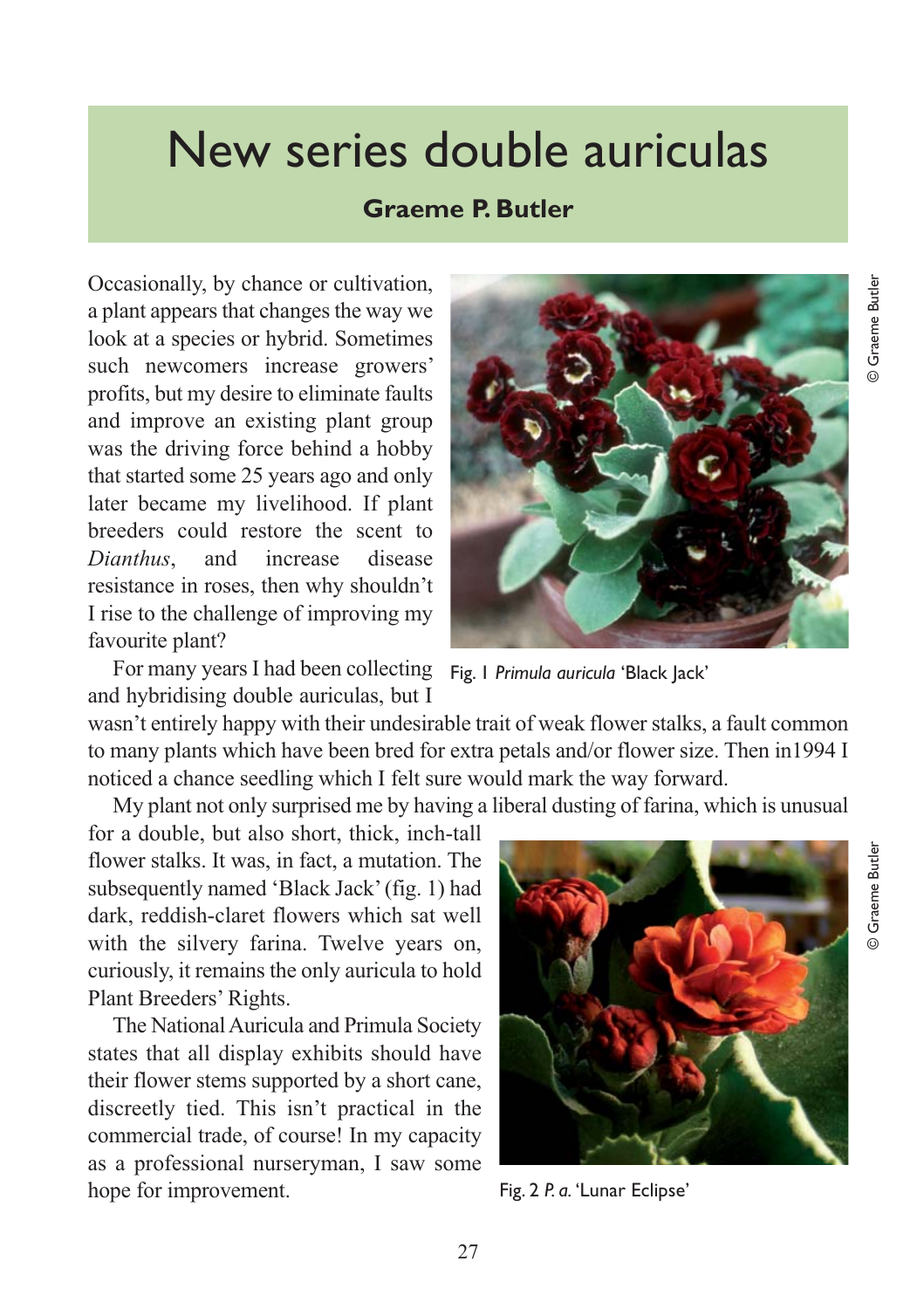# New series double auriculas

**Graeme P. Butler**

Occasionally, by chance or cultivation, a plant appears that changes the way we look at a species or hybrid. Sometimes such newcomers increase growers' profits, but my desire to eliminate faults and improve an existing plant group was the driving force behind a hobby that started some 25 years ago and only later became my livelihood. If plant breeders could restore the scent to *Dianthus*, and increase disease resistance in roses, then why shouldn't I rise to the challenge of improving my favourite plant?

Fig. 1 *Primula auricula* 'Black Jack'

© Graeme Butler

For many years I had been collecting and hybridising double auriculas, but I wasn't entirely happy with their undesirable trait of weak flower stalks, a fault common to many plants which have been bred for extra petals and/or flower size. Then in1994 I noticed a chance seedling which I felt sure would mark the way forward.

My plant not only surprised me by having a liberal dusting of farina, which is unusual for a double, but also short, thick, inch-tall flower stalks. It was, in fact, a mutation. The subsequently named 'Black Jack' (fig. 1) had dark, reddish-claret flowers which sat well with the silvery farina. Twelve years on, curiously, it remains the only auricula to hold Plant Breeders' Rights.

The National Auricula and Primula Society states that all display exhibits should have their flower stems supported by a short cane, discreetly tied. This isn't practical in the commercial trade, of course! In my capacity as a professional nurseryman, I saw some hope for improvement.

Fig. 2 *P. a.* 'Lunar Eclipse'

© Graeme Butler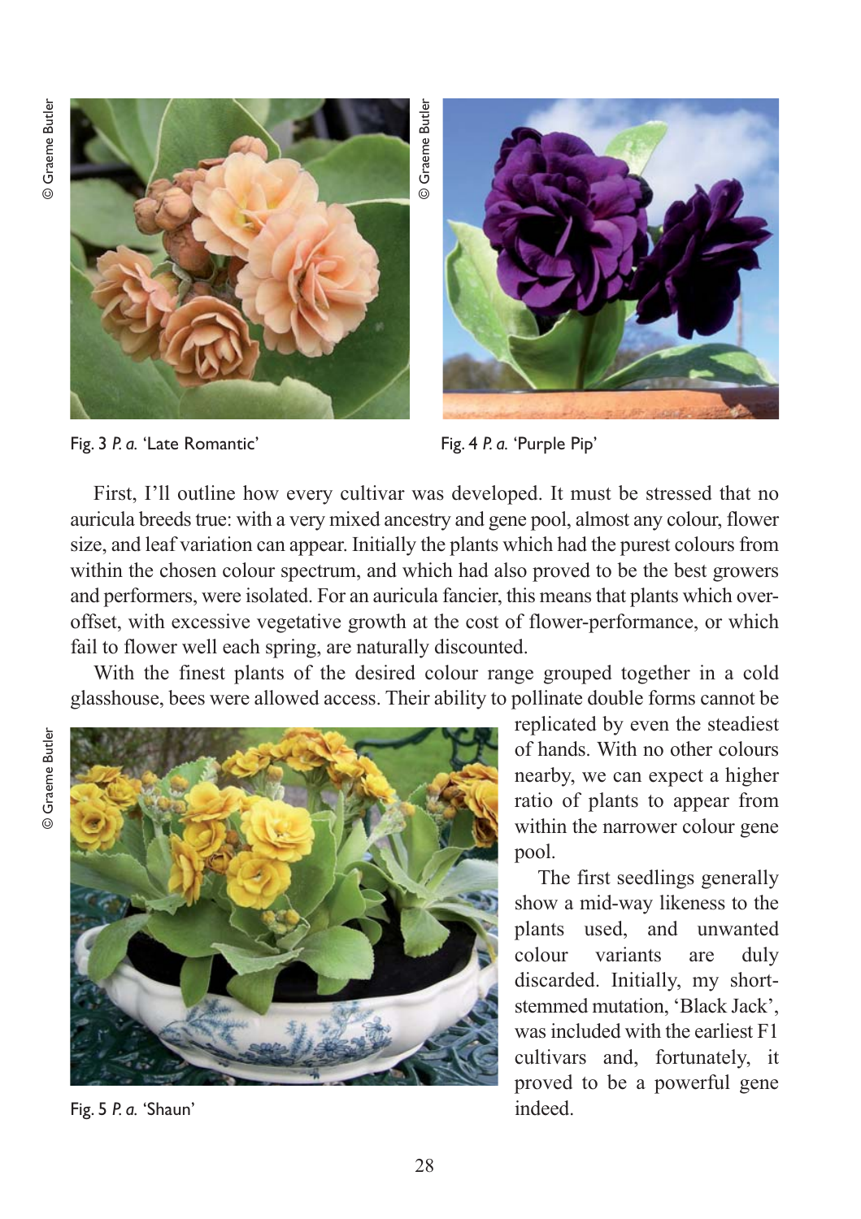Fig. 3 *P. a.* 'Late Romantic'

Fig. 4 *P. a.* 'Purple Pip'

First, I'll outline how every cultivar was developed. It must be stressed that no auricula breeds true: with a very mixed ancestry and gene pool, almost any colour, flower size, and leaf variation can appear. Initially the plants which had the purest colours from within the chosen colour spectrum, and which had also proved to be the best growers and performers, were isolated. For an auricula fancier, this means that plants which over-offset, with excessive vegetative growth at the cost of flower-performance, or which fail to flower well each spring, are naturally discounted.

With the finest plants of the desired colour range grouped together in a cold glasshouse, bees were allowed access. Their ability to pollinate double forms cannot be replicated by even the steadiest of hands. With no other colours nearby, we can expect a higher ratio of plants to appear from within the narrower colour gene pool.

The first seedlings generally show a mid-way likeness to the plants used, and unwanted colour variants are duly discarded. Initially, my short-stemmed mutation, 'Black Jack', was included with the earliest F1 cultivars and, fortunately, it proved to be a powerful gene indeed.

Fig. 5 *P. a.* 'Shaun'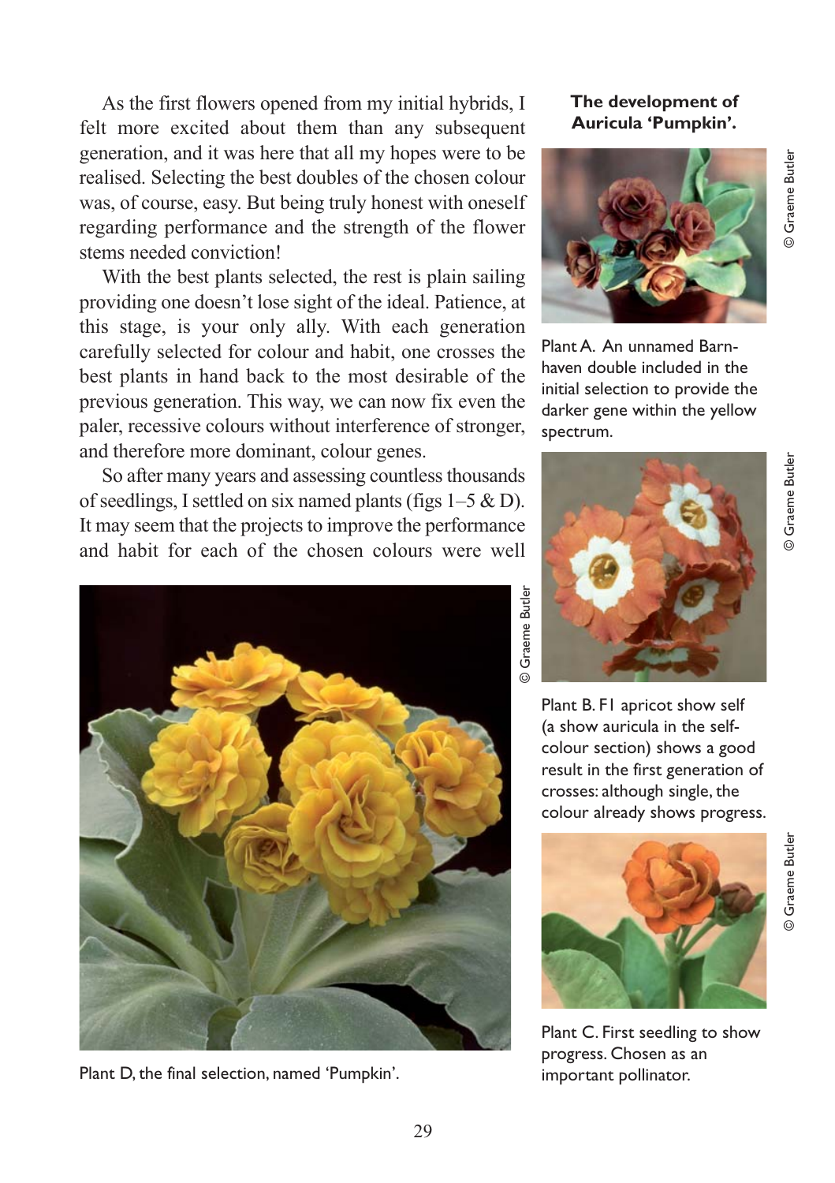As the first flowers opened from my initial hybrids, I felt more excited about them than any subsequent generation, and it was here that all my hopes were to be realised. Selecting the best doubles of the chosen colour was, of course, easy. But being truly honest with oneself regarding performance and the strength of the flower stems needed conviction!

With the best plants selected, the rest is plain sailing providing one doesn't lose sight of the ideal. Patience, at this stage, is your only ally. With each generation carefully selected for colour and habit, one crosses the best plants in hand back to the most desirable of the previous generation. This way, we can now fix even the paler, recessive colours without interference of stronger, and therefore more dominant, colour genes.

So after many years and assessing countless thousands of seedlings, I settled on six named plants (figs 1–5 & D). It may seem that the projects to improve the performance and habit for each of the chosen colours were well

© Graeme Butler

Plant D, the final selection, named 'Pumpkin'.

**The development of Auricula 'Pumpkin'.**

© Graeme Butler

Plant A. An unnamed Barnhaven double included in the initial selection to provide the darker gene within the yellow spectrum.

© Graeme Butler

Plant B. F1 apricot show self (a show auricula in the self-colour section) shows a good result in the first generation of crosses: although single, the colour already shows progress.

© Graeme Butler

Plant C. First seedling to show progress. Chosen as an important pollinator.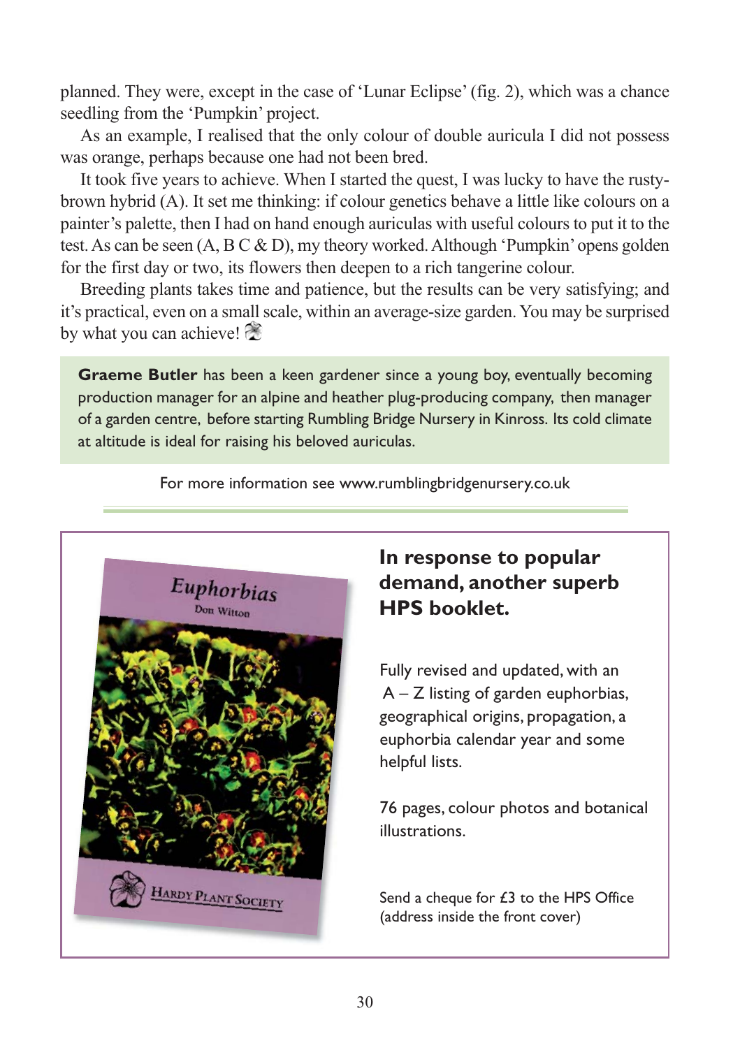planned. They were, except in the case of 'Lunar Eclipse' (fig. 2), which was a chance seedling from the 'Pumpkin' project.

As an example, I realised that the only colour of double auricula I did not possess was orange, perhaps because one had not been bred.

It took five years to achieve. When I started the quest, I was lucky to have the rusty-brown hybrid (A). It set me thinking: if colour genetics behave a little like colours on a painter's palette, then I had on hand enough auriculas with useful colours to put it to the test. As can be seen (A, B C & D), my theory worked. Although 'Pumpkin' opens golden for the first day or two, its flowers then deepen to a rich tangerine colour.

Breeding plants takes time and patience, but the results can be very satisfying; and it's practical, even on a small scale, within an average-size garden. You may be surprised by what you can achieve!

**Graeme Butler** has been a keen gardener since a young boy, eventually becoming production manager for an alpine and heather plug-producing company, then manager of a garden centre, before starting Rumbling Bridge Nursery in Kinross. Its cold climate at altitude is ideal for raising his beloved auriculas.

For more information see www.rumblingbridgenursery.co.uk

---

*Euphorbias*

Don Witton

Hardy Plant Society

## In response to popular demand, another superb HPS booklet.

Fully revised and updated, with an A – Z listing of garden euphorbias, geographical origins, propagation, a euphorbia calendar year and some helpful lists.

76 pages, colour photos and botanical illustrations.

Send a cheque for £3 to the HPS Office (address inside the front cover)